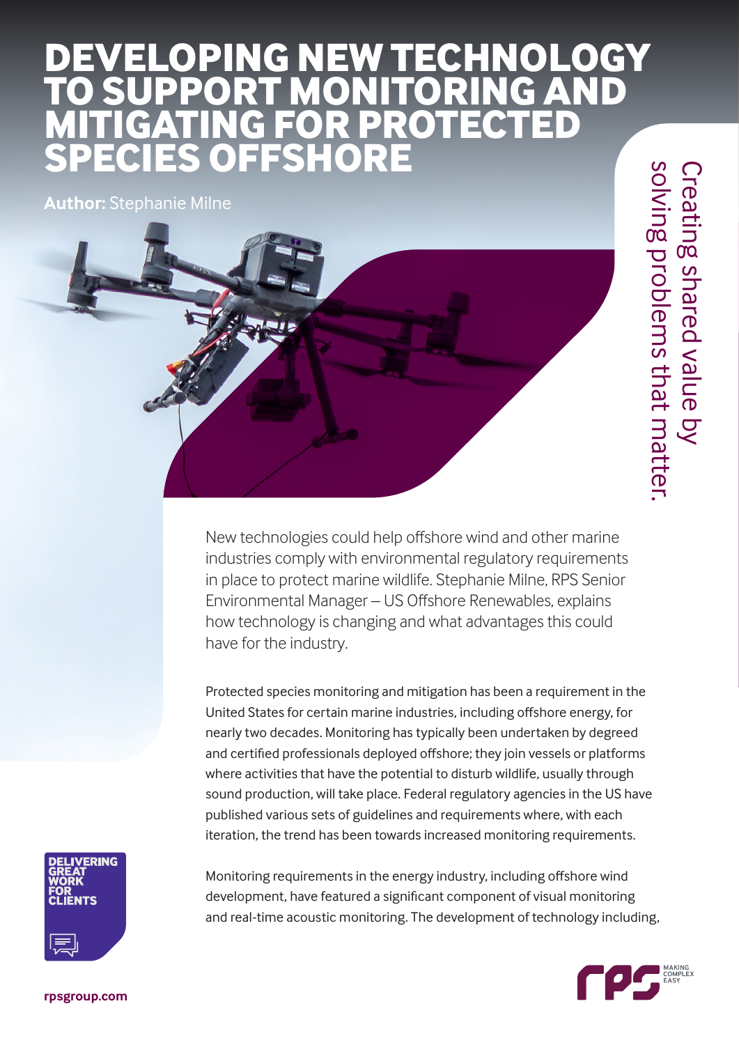# DEVELOPING NEW TECHNOLOGY TO SUPPORT MONITORING AND MITIGATING FOR PROTECTED SPECIES OFFSHORE

**Author:** Stephanie Milne

Creating shared value by solving problems that matter.

New technologies could help offshore wind and other marine industries comply with environmental regulatory requirements in place to protect marine wildlife. Stephanie Milne, RPS Senior Environmental Manager – US Offshore Renewables, explains how technology is changing and what advantages this could have for the industry.

Protected species monitoring and mitigation has been a requirement in the United States for certain marine industries, including offshore energy, for nearly two decades. Monitoring has typically been undertaken by degreed and certified professionals deployed offshore; they join vessels or platforms where activities that have the potential to disturb wildlife, usually through sound production, will take place. Federal regulatory agencies in the US have published various sets of guidelines and requirements where, with each iteration, the trend has been towards increased monitoring requirements.

Monitoring requirements in the energy industry, including offshore wind development, have featured a significant component of visual monitoring and real-time acoustic monitoring. The development of technology including,

DELIVERING GREAT WORK FOR CLIENTS

rpsgroup.com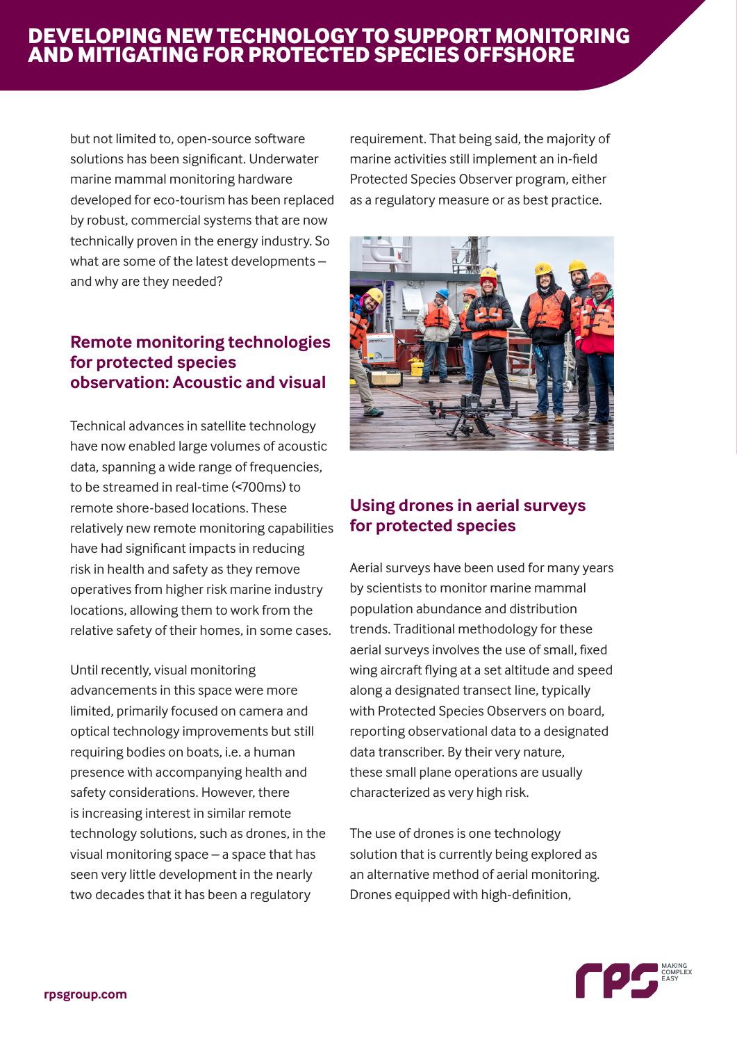but not limited to, open-source software solutions has been significant. Underwater marine mammal monitoring hardware developed for eco-tourism has been replaced by robust, commercial systems that are now technically proven in the energy industry. So what are some of the latest developments – and why are they needed?

## Remote monitoring technologies for protected species observation: Acoustic and visual

Technical advances in satellite technology have now enabled large volumes of acoustic data, spanning a wide range of frequencies, to be streamed in real-time (<700ms) to remote shore-based locations. These relatively new remote monitoring capabilities have had significant impacts in reducing risk in health and safety as they remove operatives from higher risk marine industry locations, allowing them to work from the relative safety of their homes, in some cases.

Until recently, visual monitoring advancements in this space were more limited, primarily focused on camera and optical technology improvements but still requiring bodies on boats, i.e. a human presence with accompanying health and safety considerations. However, there is increasing interest in similar remote technology solutions, such as drones, in the visual monitoring space – a space that has seen very little development in the nearly two decades that it has been a regulatory requirement. That being said, the majority of marine activities still implement an in-field Protected Species Observer program, either as a regulatory measure or as best practice.

## Using drones in aerial surveys for protected species

Aerial surveys have been used for many years by scientists to monitor marine mammal population abundance and distribution trends. Traditional methodology for these aerial surveys involves the use of small, fixed wing aircraft flying at a set altitude and speed along a designated transect line, typically with Protected Species Observers on board, reporting observational data to a designated data transcriber. By their very nature, these small plane operations are usually characterized as very high risk.

The use of drones is one technology solution that is currently being explored as an alternative method of aerial monitoring. Drones equipped with high-definition,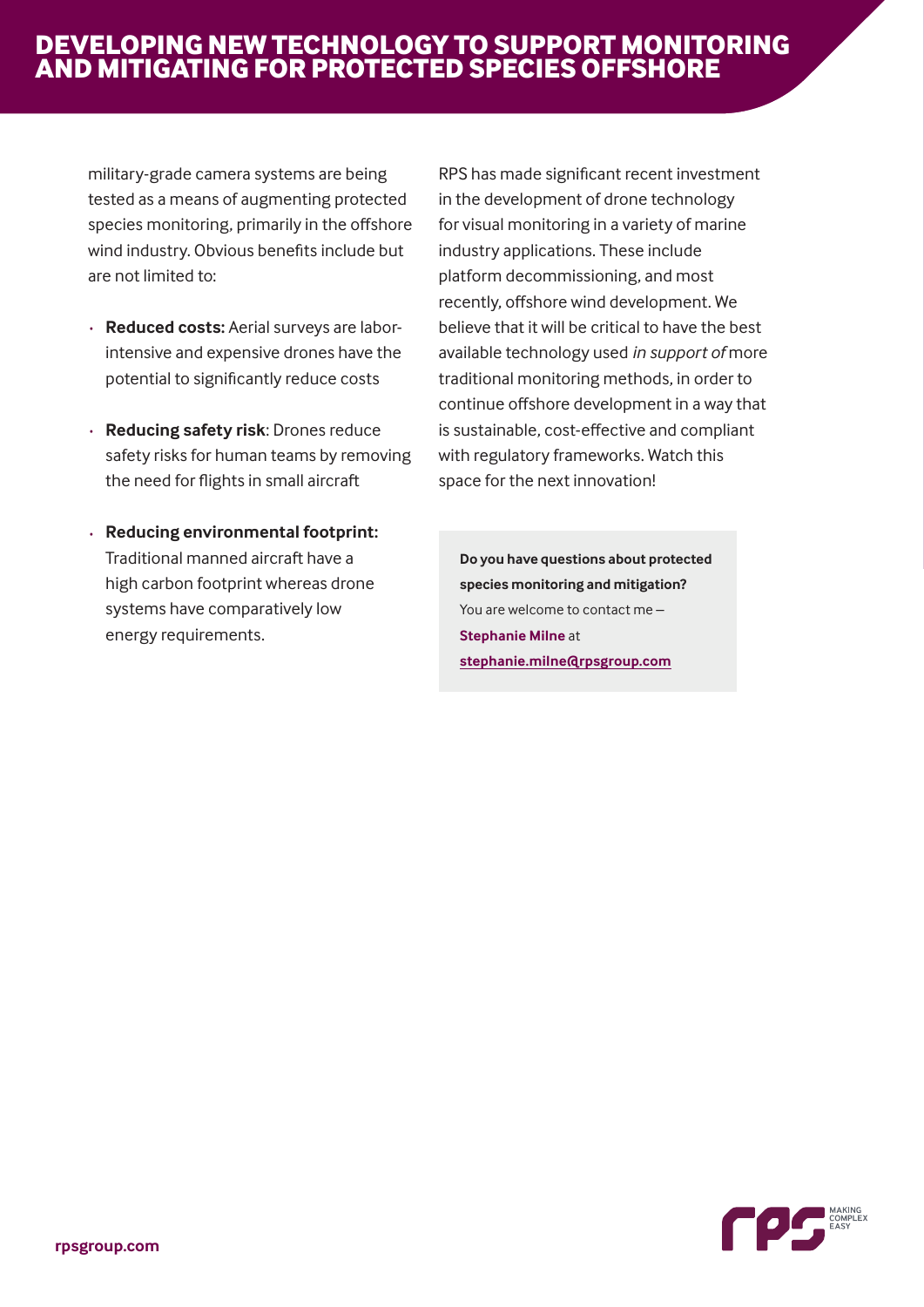military-grade camera systems are being tested as a means of augmenting protected species monitoring, primarily in the offshore wind industry. Obvious benefits include but are not limited to:

- **Reduced costs:** Aerial surveys are labor-intensive and expensive drones have the potential to significantly reduce costs
- **Reducing safety risk**: Drones reduce safety risks for human teams by removing the need for flights in small aircraft
- **Reducing environmental footprint:** Traditional manned aircraft have a high carbon footprint whereas drone systems have comparatively low energy requirements.

RPS has made significant recent investment in the development of drone technology for visual monitoring in a variety of marine industry applications. These include platform decommissioning, and most recently, offshore wind development. We believe that it will be critical to have the best available technology used *in support of* more traditional monitoring methods, in order to continue offshore development in a way that is sustainable, cost-effective and compliant with regulatory frameworks. Watch this space for the next innovation!

**Do you have questions about protected species monitoring and mitigation?**
You are welcome to contact me –
**Stephanie Milne** at
**stephanie.milne@rpsgroup.com**